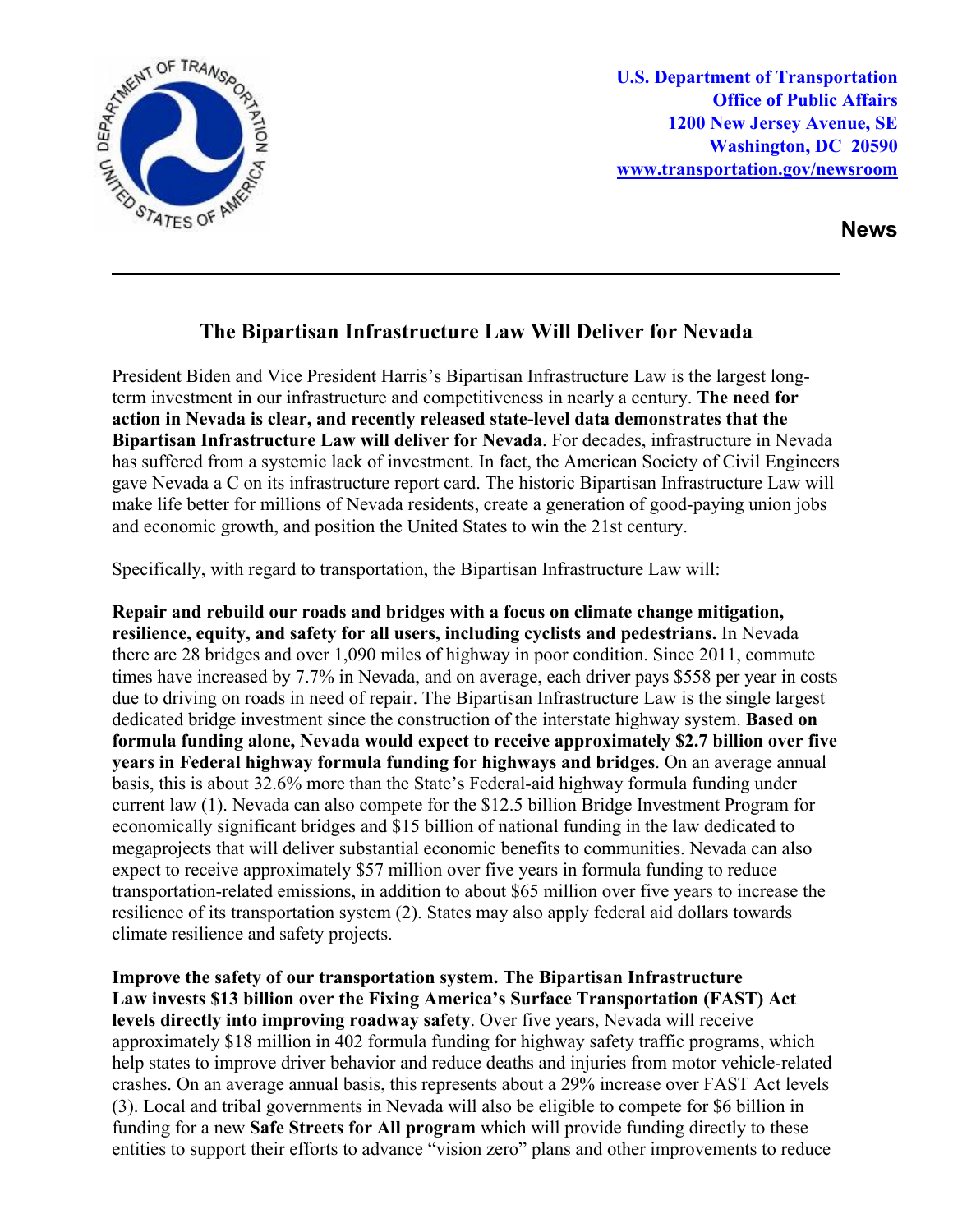U.S. Department of Transportation
Office of Public Affairs
1200 New Jersey Avenue, SE
Washington, DC 20590
www.transportation.gov/newsroom

**News**

---

# The Bipartisan Infrastructure Law Will Deliver for Nevada

President Biden and Vice President Harris's Bipartisan Infrastructure Law is the largest long-term investment in our infrastructure and competitiveness in nearly a century. **The need for action in Nevada is clear, and recently released state-level data demonstrates that the Bipartisan Infrastructure Law will deliver for Nevada**. For decades, infrastructure in Nevada has suffered from a systemic lack of investment. In fact, the American Society of Civil Engineers gave Nevada a C on its infrastructure report card. The historic Bipartisan Infrastructure Law will make life better for millions of Nevada residents, create a generation of good-paying union jobs and economic growth, and position the United States to win the 21st century.

Specifically, with regard to transportation, the Bipartisan Infrastructure Law will:

**Repair and rebuild our roads and bridges with a focus on climate change mitigation, resilience, equity, and safety for all users, including cyclists and pedestrians.** In Nevada there are 28 bridges and over 1,090 miles of highway in poor condition. Since 2011, commute times have increased by 7.7% in Nevada, and on average, each driver pays $558 per year in costs due to driving on roads in need of repair. The Bipartisan Infrastructure Law is the single largest dedicated bridge investment since the construction of the interstate highway system. **Based on formula funding alone, Nevada would expect to receive approximately $2.7 billion over five years in Federal highway formula funding for highways and bridges**. On an average annual basis, this is about 32.6% more than the State's Federal-aid highway formula funding under current law (1). Nevada can also compete for the $12.5 billion Bridge Investment Program for economically significant bridges and $15 billion of national funding in the law dedicated to megaprojects that will deliver substantial economic benefits to communities. Nevada can also expect to receive approximately $57 million over five years in formula funding to reduce transportation-related emissions, in addition to about $65 million over five years to increase the resilience of its transportation system (2). States may also apply federal aid dollars towards climate resilience and safety projects.

**Improve the safety of our transportation system. The Bipartisan Infrastructure Law invests $13 billion over the Fixing America's Surface Transportation (FAST) Act levels directly into improving roadway safety**. Over five years, Nevada will receive approximately $18 million in 402 formula funding for highway safety traffic programs, which help states to improve driver behavior and reduce deaths and injuries from motor vehicle-related crashes. On an average annual basis, this represents about a 29% increase over FAST Act levels (3). Local and tribal governments in Nevada will also be eligible to compete for $6 billion in funding for a new **Safe Streets for All program** which will provide funding directly to these entities to support their efforts to advance "vision zero" plans and other improvements to reduce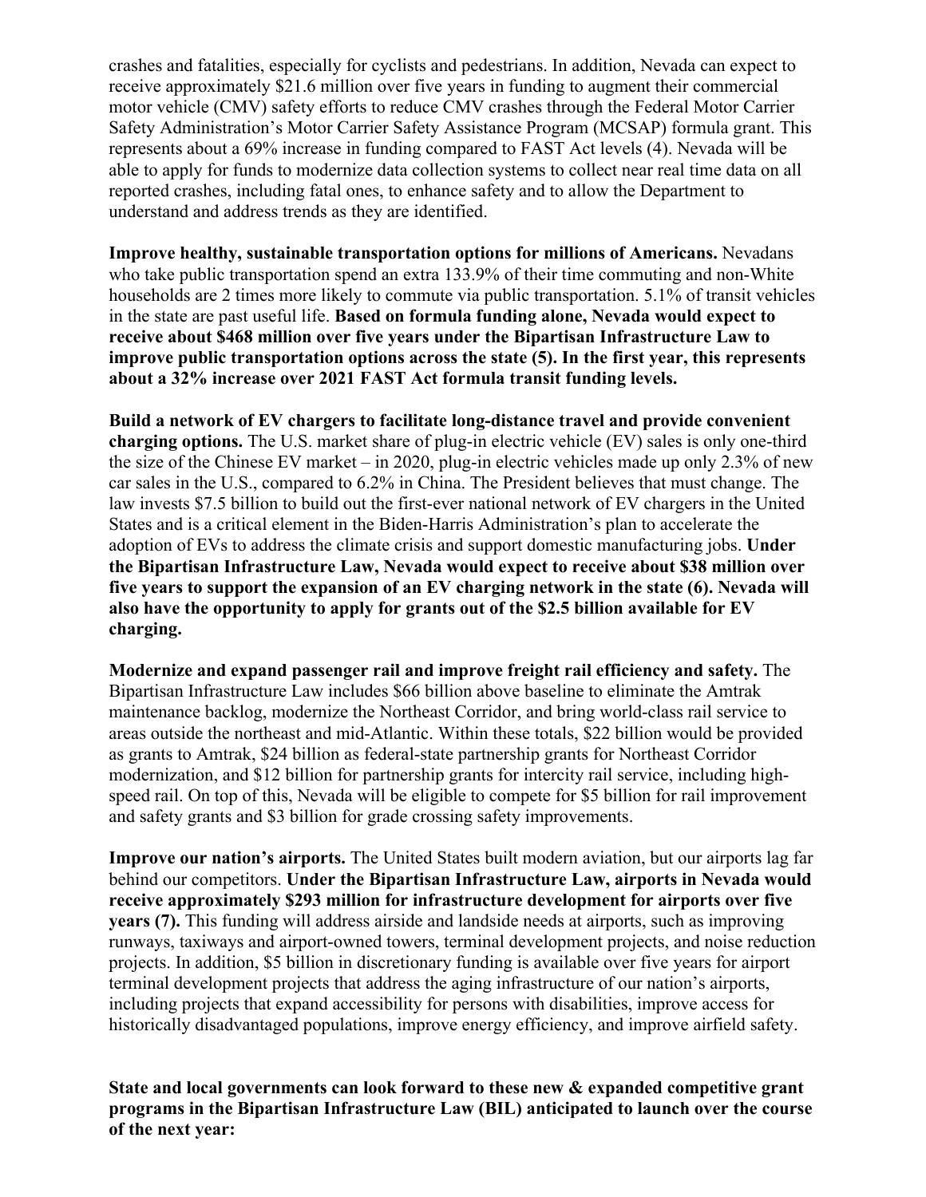crashes and fatalities, especially for cyclists and pedestrians. In addition, Nevada can expect to receive approximately $21.6 million over five years in funding to augment their commercial motor vehicle (CMV) safety efforts to reduce CMV crashes through the Federal Motor Carrier Safety Administration's Motor Carrier Safety Assistance Program (MCSAP) formula grant. This represents about a 69% increase in funding compared to FAST Act levels (4). Nevada will be able to apply for funds to modernize data collection systems to collect near real time data on all reported crashes, including fatal ones, to enhance safety and to allow the Department to understand and address trends as they are identified.

**Improve healthy, sustainable transportation options for millions of Americans.** Nevadans who take public transportation spend an extra 133.9% of their time commuting and non-White households are 2 times more likely to commute via public transportation. 5.1% of transit vehicles in the state are past useful life. **Based on formula funding alone, Nevada would expect to receive about $468 million over five years under the Bipartisan Infrastructure Law to improve public transportation options across the state (5). In the first year, this represents about a 32% increase over 2021 FAST Act formula transit funding levels.**

**Build a network of EV chargers to facilitate long-distance travel and provide convenient charging options.** The U.S. market share of plug-in electric vehicle (EV) sales is only one-third the size of the Chinese EV market – in 2020, plug-in electric vehicles made up only 2.3% of new car sales in the U.S., compared to 6.2% in China. The President believes that must change. The law invests $7.5 billion to build out the first-ever national network of EV chargers in the United States and is a critical element in the Biden-Harris Administration's plan to accelerate the adoption of EVs to address the climate crisis and support domestic manufacturing jobs. **Under the Bipartisan Infrastructure Law, Nevada would expect to receive about $38 million over five years to support the expansion of an EV charging network in the state (6). Nevada will also have the opportunity to apply for grants out of the $2.5 billion available for EV charging.**

**Modernize and expand passenger rail and improve freight rail efficiency and safety.** The Bipartisan Infrastructure Law includes $66 billion above baseline to eliminate the Amtrak maintenance backlog, modernize the Northeast Corridor, and bring world-class rail service to areas outside the northeast and mid-Atlantic. Within these totals, $22 billion would be provided as grants to Amtrak, $24 billion as federal-state partnership grants for Northeast Corridor modernization, and $12 billion for partnership grants for intercity rail service, including high-speed rail. On top of this, Nevada will be eligible to compete for $5 billion for rail improvement and safety grants and $3 billion for grade crossing safety improvements.

**Improve our nation's airports.** The United States built modern aviation, but our airports lag far behind our competitors. **Under the Bipartisan Infrastructure Law, airports in Nevada would receive approximately $293 million for infrastructure development for airports over five years (7).** This funding will address airside and landside needs at airports, such as improving runways, taxiways and airport-owned towers, terminal development projects, and noise reduction projects. In addition, $5 billion in discretionary funding is available over five years for airport terminal development projects that address the aging infrastructure of our nation's airports, including projects that expand accessibility for persons with disabilities, improve access for historically disadvantaged populations, improve energy efficiency, and improve airfield safety.

**State and local governments can look forward to these new & expanded competitive grant programs in the Bipartisan Infrastructure Law (BIL) anticipated to launch over the course of the next year:**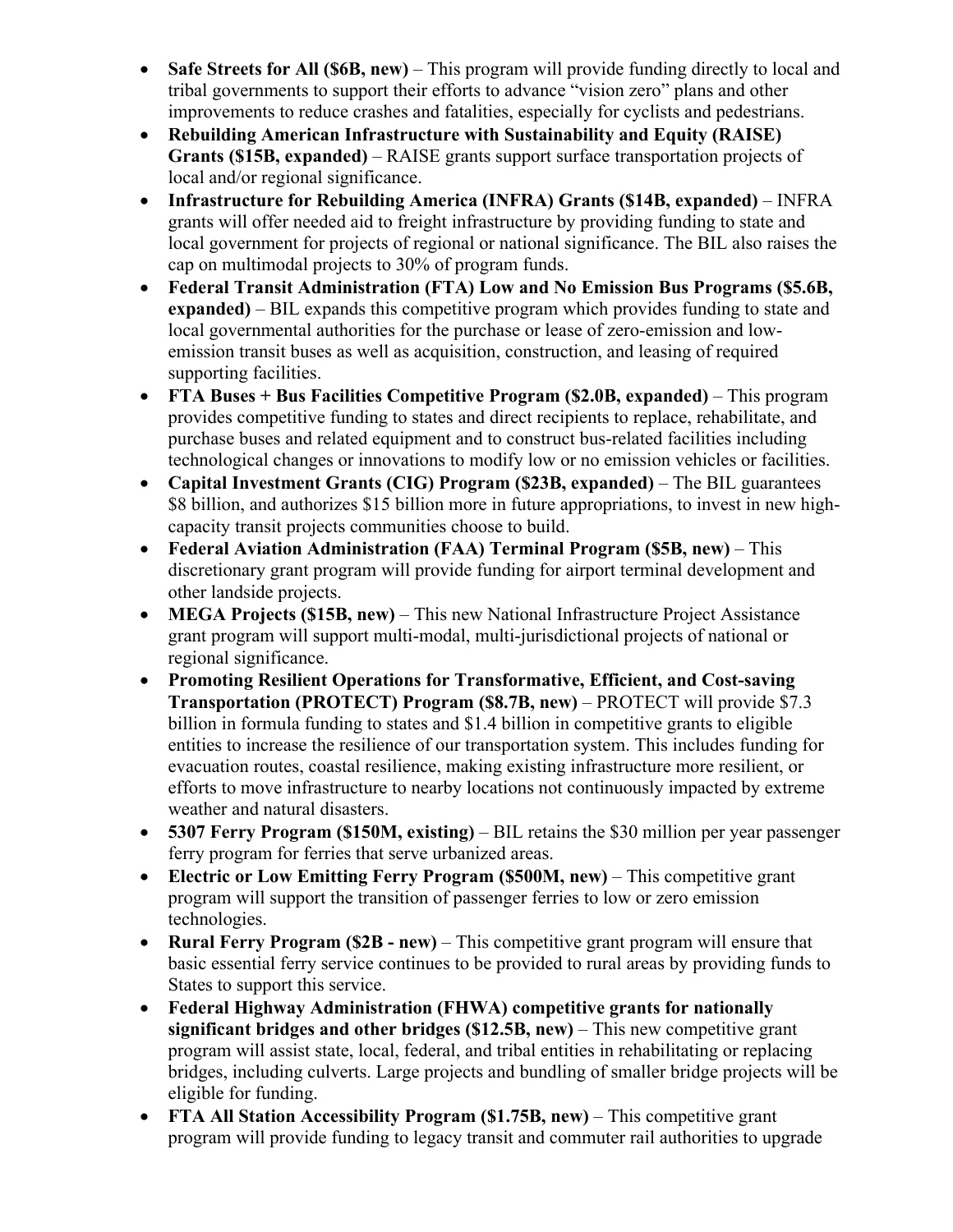- **Safe Streets for All ($6B, new)** – This program will provide funding directly to local and tribal governments to support their efforts to advance "vision zero" plans and other improvements to reduce crashes and fatalities, especially for cyclists and pedestrians.
- **Rebuilding American Infrastructure with Sustainability and Equity (RAISE) Grants ($15B, expanded)** – RAISE grants support surface transportation projects of local and/or regional significance.
- **Infrastructure for Rebuilding America (INFRA) Grants ($14B, expanded)** – INFRA grants will offer needed aid to freight infrastructure by providing funding to state and local government for projects of regional or national significance. The BIL also raises the cap on multimodal projects to 30% of program funds.
- **Federal Transit Administration (FTA) Low and No Emission Bus Programs ($5.6B, expanded)** – BIL expands this competitive program which provides funding to state and local governmental authorities for the purchase or lease of zero-emission and low-emission transit buses as well as acquisition, construction, and leasing of required supporting facilities.
- **FTA Buses + Bus Facilities Competitive Program ($2.0B, expanded)** – This program provides competitive funding to states and direct recipients to replace, rehabilitate, and purchase buses and related equipment and to construct bus-related facilities including technological changes or innovations to modify low or no emission vehicles or facilities.
- **Capital Investment Grants (CIG) Program ($23B, expanded)** – The BIL guarantees $8 billion, and authorizes $15 billion more in future appropriations, to invest in new high-capacity transit projects communities choose to build.
- **Federal Aviation Administration (FAA) Terminal Program ($5B, new)** – This discretionary grant program will provide funding for airport terminal development and other landside projects.
- **MEGA Projects ($15B, new)** – This new National Infrastructure Project Assistance grant program will support multi-modal, multi-jurisdictional projects of national or regional significance.
- **Promoting Resilient Operations for Transformative, Efficient, and Cost-saving Transportation (PROTECT) Program ($8.7B, new)** – PROTECT will provide $7.3 billion in formula funding to states and $1.4 billion in competitive grants to eligible entities to increase the resilience of our transportation system. This includes funding for evacuation routes, coastal resilience, making existing infrastructure more resilient, or efforts to move infrastructure to nearby locations not continuously impacted by extreme weather and natural disasters.
- **5307 Ferry Program ($150M, existing)** – BIL retains the $30 million per year passenger ferry program for ferries that serve urbanized areas.
- **Electric or Low Emitting Ferry Program ($500M, new)** – This competitive grant program will support the transition of passenger ferries to low or zero emission technologies.
- **Rural Ferry Program ($2B - new)** – This competitive grant program will ensure that basic essential ferry service continues to be provided to rural areas by providing funds to States to support this service.
- **Federal Highway Administration (FHWA) competitive grants for nationally significant bridges and other bridges ($12.5B, new)** – This new competitive grant program will assist state, local, federal, and tribal entities in rehabilitating or replacing bridges, including culverts. Large projects and bundling of smaller bridge projects will be eligible for funding.
- **FTA All Station Accessibility Program ($1.75B, new)** – This competitive grant program will provide funding to legacy transit and commuter rail authorities to upgrade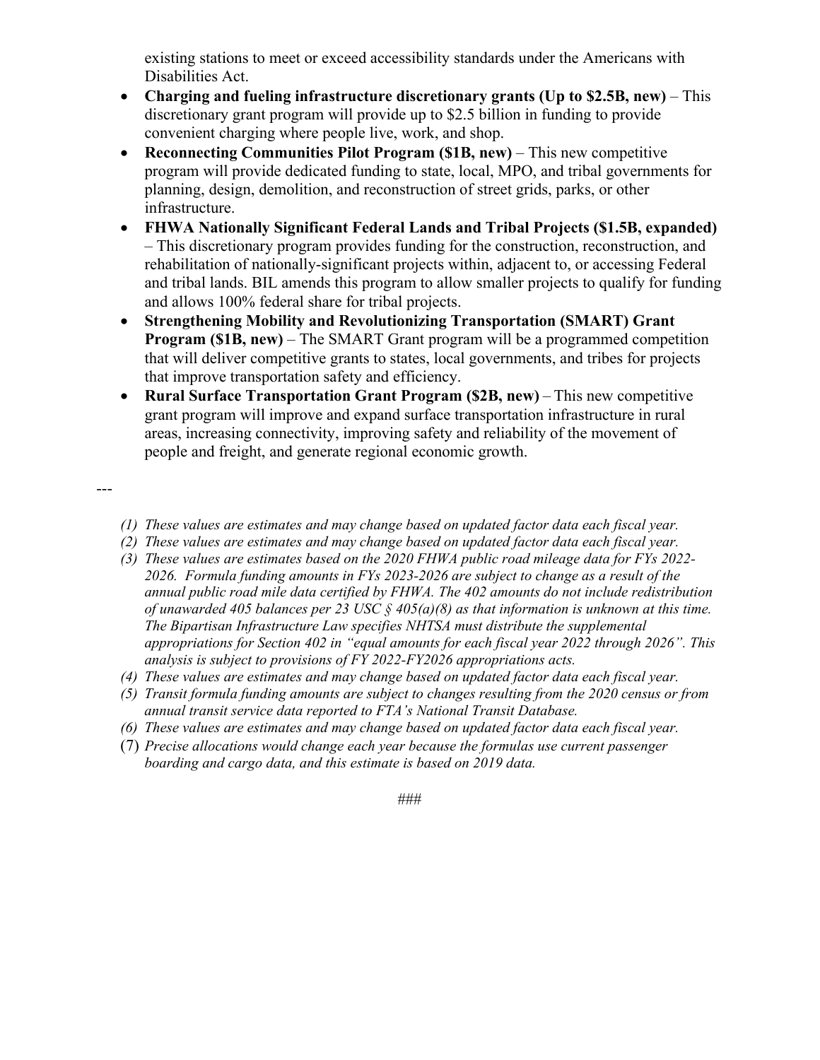existing stations to meet or exceed accessibility standards under the Americans with Disabilities Act.

- **Charging and fueling infrastructure discretionary grants (Up to $2.5B, new)** – This discretionary grant program will provide up to $2.5 billion in funding to provide convenient charging where people live, work, and shop.
- **Reconnecting Communities Pilot Program ($1B, new)** – This new competitive program will provide dedicated funding to state, local, MPO, and tribal governments for planning, design, demolition, and reconstruction of street grids, parks, or other infrastructure.
- **FHWA Nationally Significant Federal Lands and Tribal Projects ($1.5B, expanded)** – This discretionary program provides funding for the construction, reconstruction, and rehabilitation of nationally-significant projects within, adjacent to, or accessing Federal and tribal lands. BIL amends this program to allow smaller projects to qualify for funding and allows 100% federal share for tribal projects.
- **Strengthening Mobility and Revolutionizing Transportation (SMART) Grant Program ($1B, new)** – The SMART Grant program will be a programmed competition that will deliver competitive grants to states, local governments, and tribes for projects that improve transportation safety and efficiency.
- **Rural Surface Transportation Grant Program ($2B, new)** – This new competitive grant program will improve and expand surface transportation infrastructure in rural areas, increasing connectivity, improving safety and reliability of the movement of people and freight, and generate regional economic growth.

---

1. *These values are estimates and may change based on updated factor data each fiscal year.*
2. *These values are estimates and may change based on updated factor data each fiscal year.*
3. *These values are estimates based on the 2020 FHWA public road mileage data for FYs 2022-2026. Formula funding amounts in FYs 2023-2026 are subject to change as a result of the annual public road mile data certified by FHWA. The 402 amounts do not include redistribution of unawarded 405 balances per 23 USC § 405(a)(8) as that information is unknown at this time. The Bipartisan Infrastructure Law specifies NHTSA must distribute the supplemental appropriations for Section 402 in "equal amounts for each fiscal year 2022 through 2026". This analysis is subject to provisions of FY 2022-FY2026 appropriations acts.*
4. *These values are estimates and may change based on updated factor data each fiscal year.*
5. *Transit formula funding amounts are subject to changes resulting from the 2020 census or from annual transit service data reported to FTA's National Transit Database.*
6. *These values are estimates and may change based on updated factor data each fiscal year.*
7. *Precise allocations would change each year because the formulas use current passenger boarding and cargo data, and this estimate is based on 2019 data.*

###